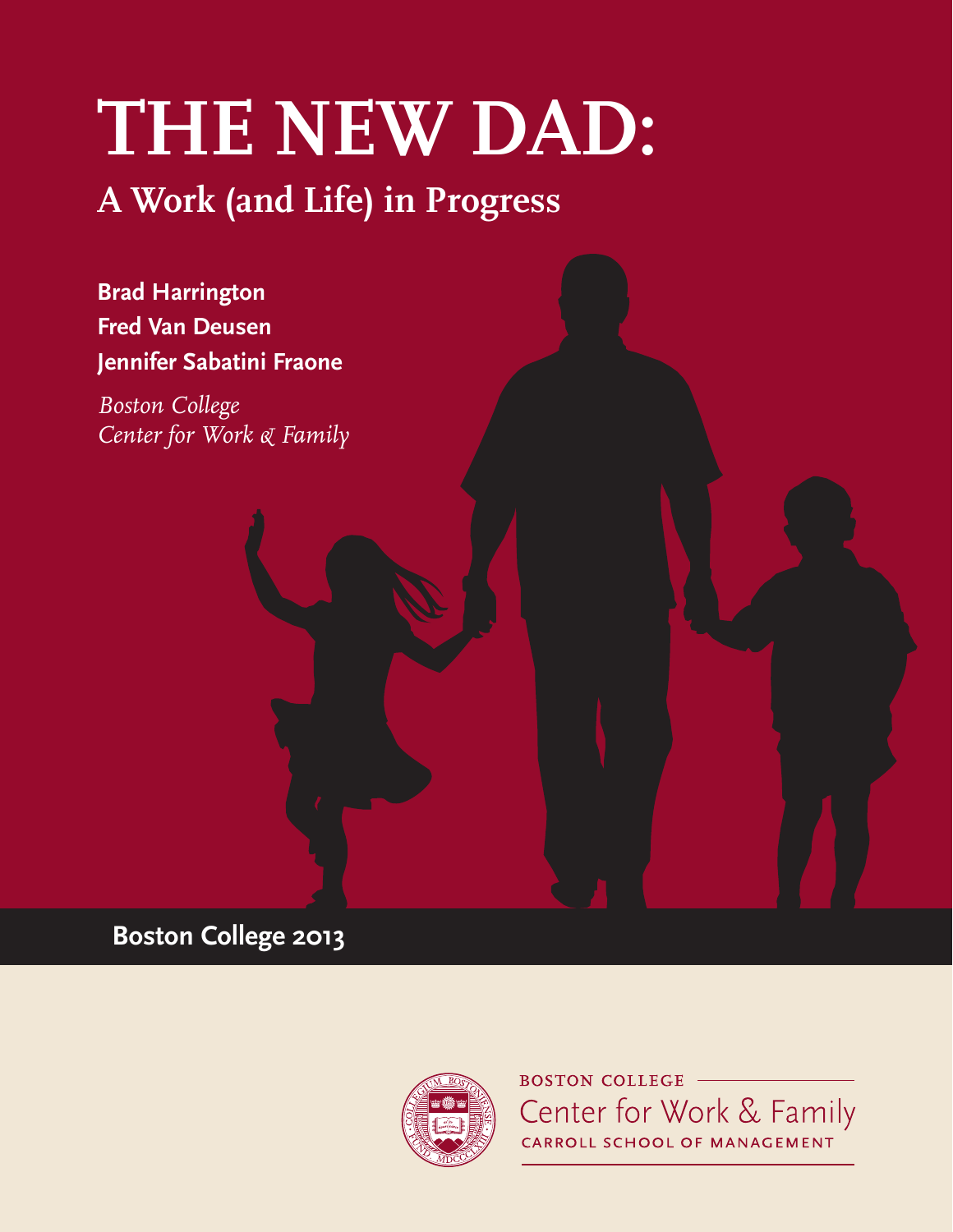# THE NEW DAD:

## A Work (and Life) in Progress

**Brad Harrington**
**Fred Van Deusen**
**Jennifer Sabatini Fraone**

*Boston College*
*Center for Work & Family*

**Boston College 2013**

BOSTON COLLEGE
Center for Work & Family
CARROLL SCHOOL OF MANAGEMENT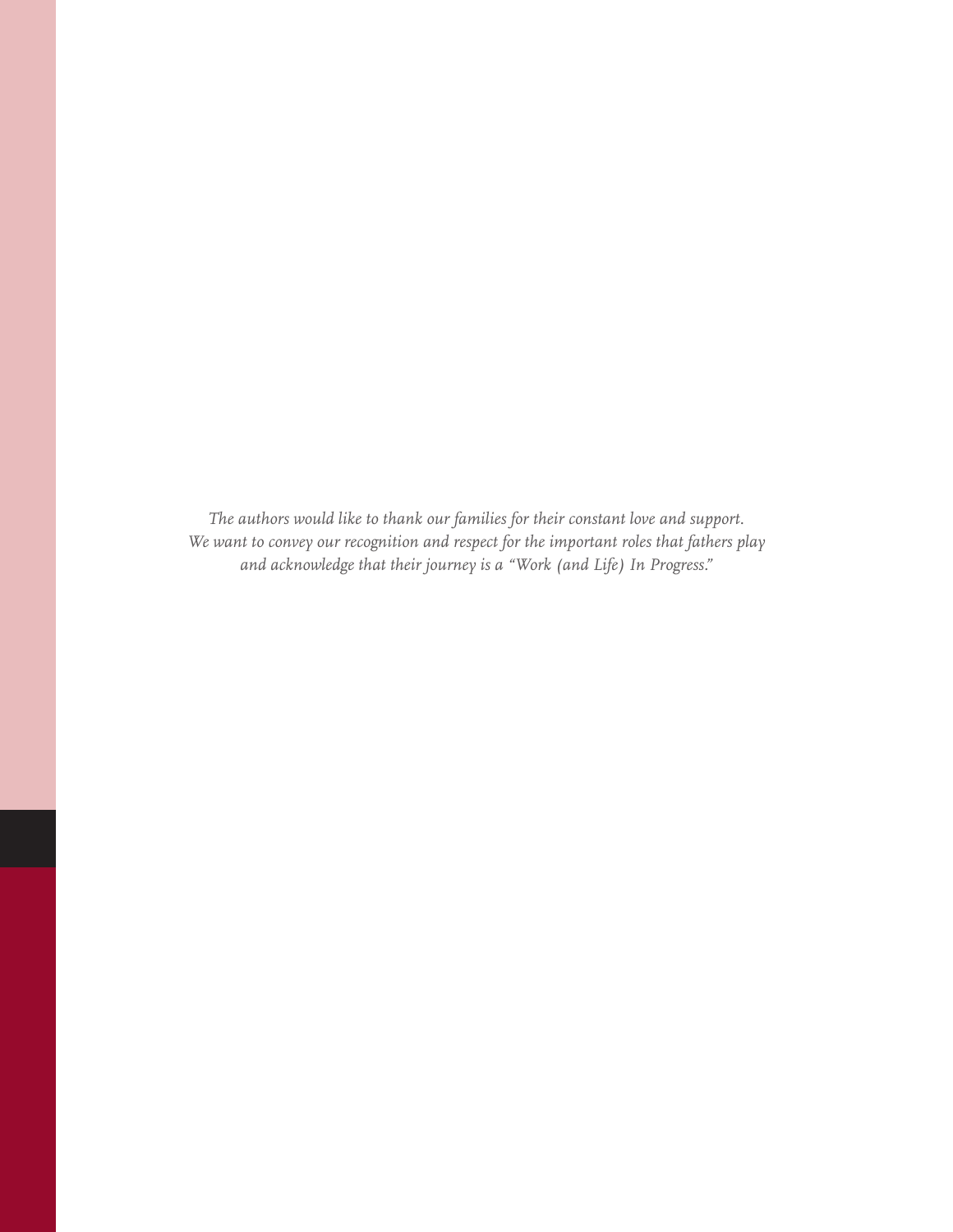*The authors would like to thank our families for their constant love and support.*
*We want to convey our recognition and respect for the important roles that fathers play*
*and acknowledge that their journey is a "Work (and Life) In Progress."*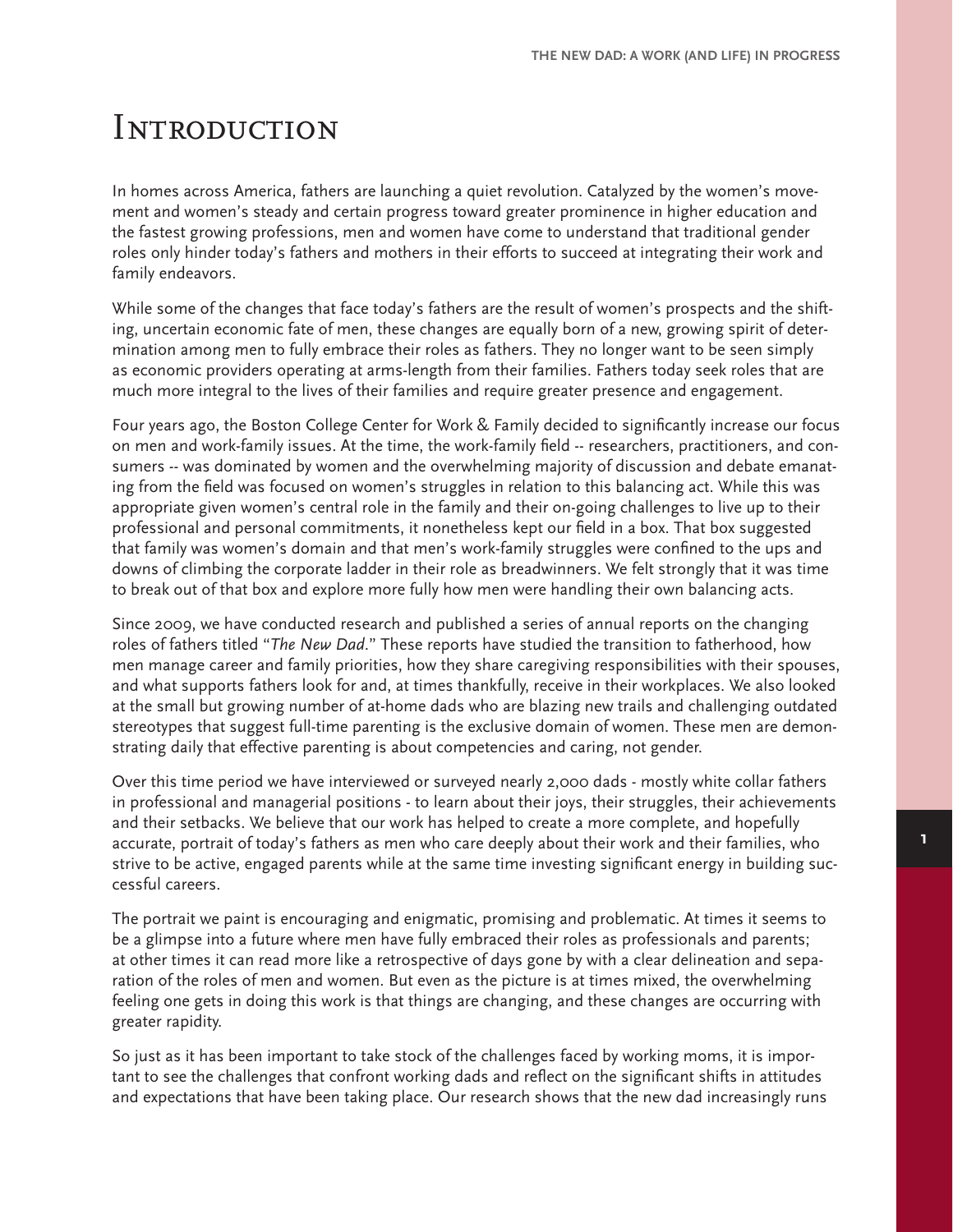# Introduction

In homes across America, fathers are launching a quiet revolution. Catalyzed by the women's movement and women's steady and certain progress toward greater prominence in higher education and the fastest growing professions, men and women have come to understand that traditional gender roles only hinder today's fathers and mothers in their efforts to succeed at integrating their work and family endeavors.

While some of the changes that face today's fathers are the result of women's prospects and the shifting, uncertain economic fate of men, these changes are equally born of a new, growing spirit of determination among men to fully embrace their roles as fathers. They no longer want to be seen simply as economic providers operating at arms-length from their families. Fathers today seek roles that are much more integral to the lives of their families and require greater presence and engagement.

Four years ago, the Boston College Center for Work & Family decided to significantly increase our focus on men and work-family issues. At the time, the work-family field -- researchers, practitioners, and consumers -- was dominated by women and the overwhelming majority of discussion and debate emanating from the field was focused on women's struggles in relation to this balancing act. While this was appropriate given women's central role in the family and their on-going challenges to live up to their professional and personal commitments, it nonetheless kept our field in a box. That box suggested that family was women's domain and that men's work-family struggles were confined to the ups and downs of climbing the corporate ladder in their role as breadwinners. We felt strongly that it was time to break out of that box and explore more fully how men were handling their own balancing acts.

Since 2009, we have conducted research and published a series of annual reports on the changing roles of fathers titled "*The New Dad*." These reports have studied the transition to fatherhood, how men manage career and family priorities, how they share caregiving responsibilities with their spouses, and what supports fathers look for and, at times thankfully, receive in their workplaces. We also looked at the small but growing number of at-home dads who are blazing new trails and challenging outdated stereotypes that suggest full-time parenting is the exclusive domain of women. These men are demonstrating daily that effective parenting is about competencies and caring, not gender.

Over this time period we have interviewed or surveyed nearly 2,000 dads - mostly white collar fathers in professional and managerial positions - to learn about their joys, their struggles, their achievements and their setbacks. We believe that our work has helped to create a more complete, and hopefully accurate, portrait of today's fathers as men who care deeply about their work and their families, who strive to be active, engaged parents while at the same time investing significant energy in building successful careers.

The portrait we paint is encouraging and enigmatic, promising and problematic. At times it seems to be a glimpse into a future where men have fully embraced their roles as professionals and parents; at other times it can read more like a retrospective of days gone by with a clear delineation and separation of the roles of men and women. But even as the picture is at times mixed, the overwhelming feeling one gets in doing this work is that things are changing, and these changes are occurring with greater rapidity.

So just as it has been important to take stock of the challenges faced by working moms, it is important to see the challenges that confront working dads and reflect on the significant shifts in attitudes and expectations that have been taking place. Our research shows that the new dad increasingly runs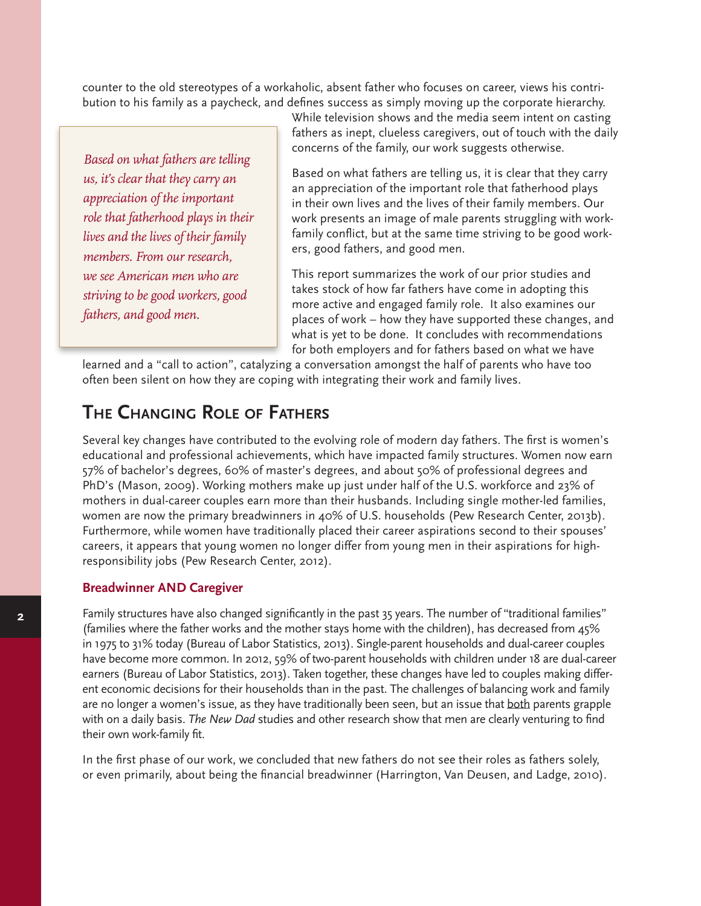counter to the old stereotypes of a workaholic, absent father who focuses on career, views his contribution to his family as a paycheck, and defines success as simply moving up the corporate hierarchy. While television shows and the media seem intent on casting fathers as inept, clueless caregivers, out of touch with the daily concerns of the family, our work suggests otherwise.

> *Based on what fathers are telling us, it's clear that they carry an appreciation of the important role that fatherhood plays in their lives and the lives of their family members. From our research, we see American men who are striving to be good workers, good fathers, and good men.*

Based on what fathers are telling us, it is clear that they carry an appreciation of the important role that fatherhood plays in their own lives and the lives of their family members. Our work presents an image of male parents struggling with work-family conflict, but at the same time striving to be good workers, good fathers, and good men.

This report summarizes the work of our prior studies and takes stock of how far fathers have come in adopting this more active and engaged family role. It also examines our places of work – how they have supported these changes, and what is yet to be done. It concludes with recommendations for both employers and for fathers based on what we have learned and a "call to action", catalyzing a conversation amongst the half of parents who have too often been silent on how they are coping with integrating their work and family lives.

## The Changing Role of Fathers

Several key changes have contributed to the evolving role of modern day fathers. The first is women's educational and professional achievements, which have impacted family structures. Women now earn 57% of bachelor's degrees, 60% of master's degrees, and about 50% of professional degrees and PhD's (Mason, 2009). Working mothers make up just under half of the U.S. workforce and 23% of mothers in dual-career couples earn more than their husbands. Including single mother-led families, women are now the primary breadwinners in 40% of U.S. households (Pew Research Center, 2013b). Furthermore, while women have traditionally placed their career aspirations second to their spouses' careers, it appears that young women no longer differ from young men in their aspirations for high-responsibility jobs (Pew Research Center, 2012).

### Breadwinner AND Caregiver

Family structures have also changed significantly in the past 35 years. The number of "traditional families" (families where the father works and the mother stays home with the children), has decreased from 45% in 1975 to 31% today (Bureau of Labor Statistics, 2013). Single-parent households and dual-career couples have become more common. In 2012, 59% of two-parent households with children under 18 are dual-career earners (Bureau of Labor Statistics, 2013). Taken together, these changes have led to couples making different economic decisions for their households than in the past. The challenges of balancing work and family are no longer a women's issue, as they have traditionally been seen, but an issue that both parents grapple with on a daily basis. *The New Dad* studies and other research show that men are clearly venturing to find their own work-family fit.

In the first phase of our work, we concluded that new fathers do not see their roles as fathers solely, or even primarily, about being the financial breadwinner (Harrington, Van Deusen, and Ladge, 2010).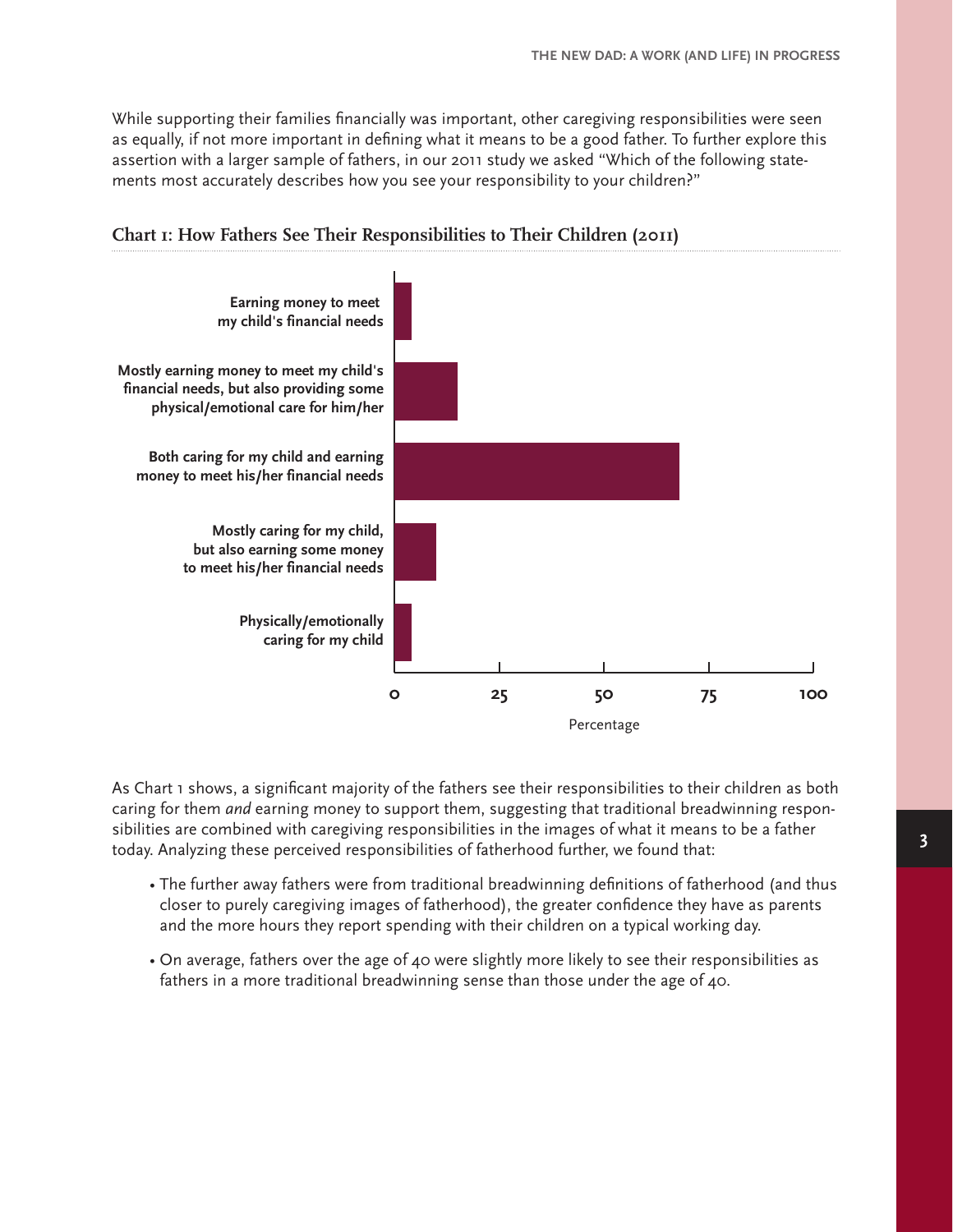While supporting their families financially was important, other caregiving responsibilities were seen as equally, if not more important in defining what it means to be a good father. To further explore this assertion with a larger sample of fathers, in our 2011 study we asked "Which of the following statements most accurately describes how you see your responsibility to your children?"

**Chart 1: How Fathers See Their Responsibilities to Their Children (2011)**

Earning money to meet my child's financial needs

Mostly earning money to meet my child's financial needs, but also providing some physical/emotional care for him/her

Both caring for my child and earning money to meet his/her financial needs

Mostly caring for my child, but also earning some money to meet his/her financial needs

Physically/emotionally caring for my child

0 25 50 75 100

Percentage

As Chart 1 shows, a significant majority of the fathers see their responsibilities to their children as both caring for them *and* earning money to support them, suggesting that traditional breadwinning responsibilities are combined with caregiving responsibilities in the images of what it means to be a father today. Analyzing these perceived responsibilities of fatherhood further, we found that:

- The further away fathers were from traditional breadwinning definitions of fatherhood (and thus closer to purely caregiving images of fatherhood), the greater confidence they have as parents and the more hours they report spending with their children on a typical working day.
- On average, fathers over the age of 40 were slightly more likely to see their responsibilities as fathers in a more traditional breadwinning sense than those under the age of 40.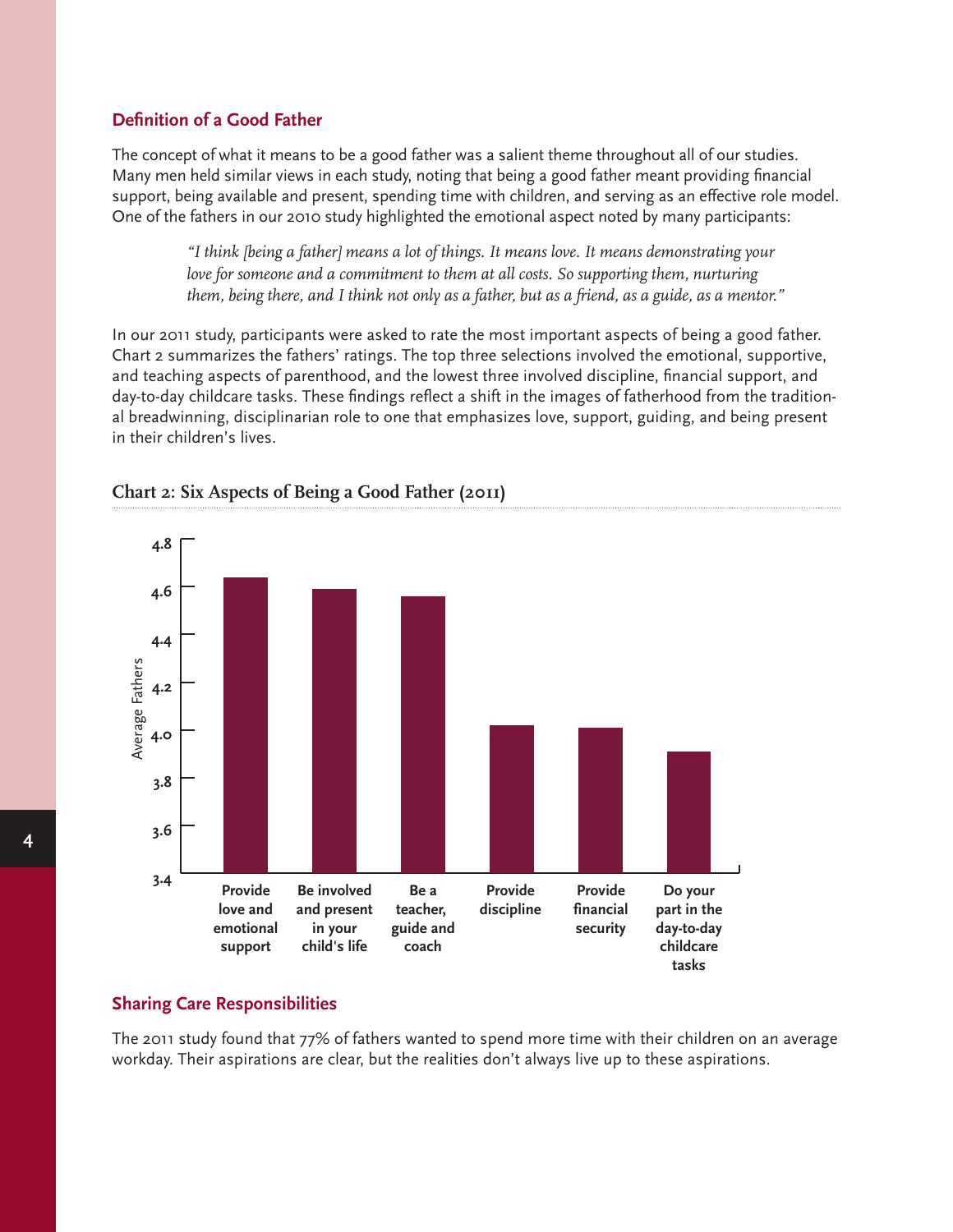### Definition of a Good Father

The concept of what it means to be a good father was a salient theme throughout all of our studies. Many men held similar views in each study, noting that being a good father meant providing financial support, being available and present, spending time with children, and serving as an effective role model. One of the fathers in our 2010 study highlighted the emotional aspect noted by many participants:

> *"I think [being a father] means a lot of things. It means love. It means demonstrating your love for someone and a commitment to them at all costs. So supporting them, nurturing them, being there, and I think not only as a father, but as a friend, as a guide, as a mentor."*

In our 2011 study, participants were asked to rate the most important aspects of being a good father. Chart 2 summarizes the fathers' ratings. The top three selections involved the emotional, supportive, and teaching aspects of parenthood, and the lowest three involved discipline, financial support, and day-to-day childcare tasks. These findings reflect a shift in the images of fatherhood from the traditional breadwinning, disciplinarian role to one that emphasizes love, support, guiding, and being present in their children's lives.

**Chart 2: Six Aspects of Being a Good Father (2011)**

Average Fathers (axis: 3.4 – 4.8)

- Provide love and emotional support
- Be involved and present in your child's life
- Be a teacher, guide and coach
- Provide discipline
- Provide financial security
- Do your part in the day-to-day childcare tasks

### Sharing Care Responsibilities

The 2011 study found that 77% of fathers wanted to spend more time with their children on an average workday. Their aspirations are clear, but the realities don't always live up to these aspirations.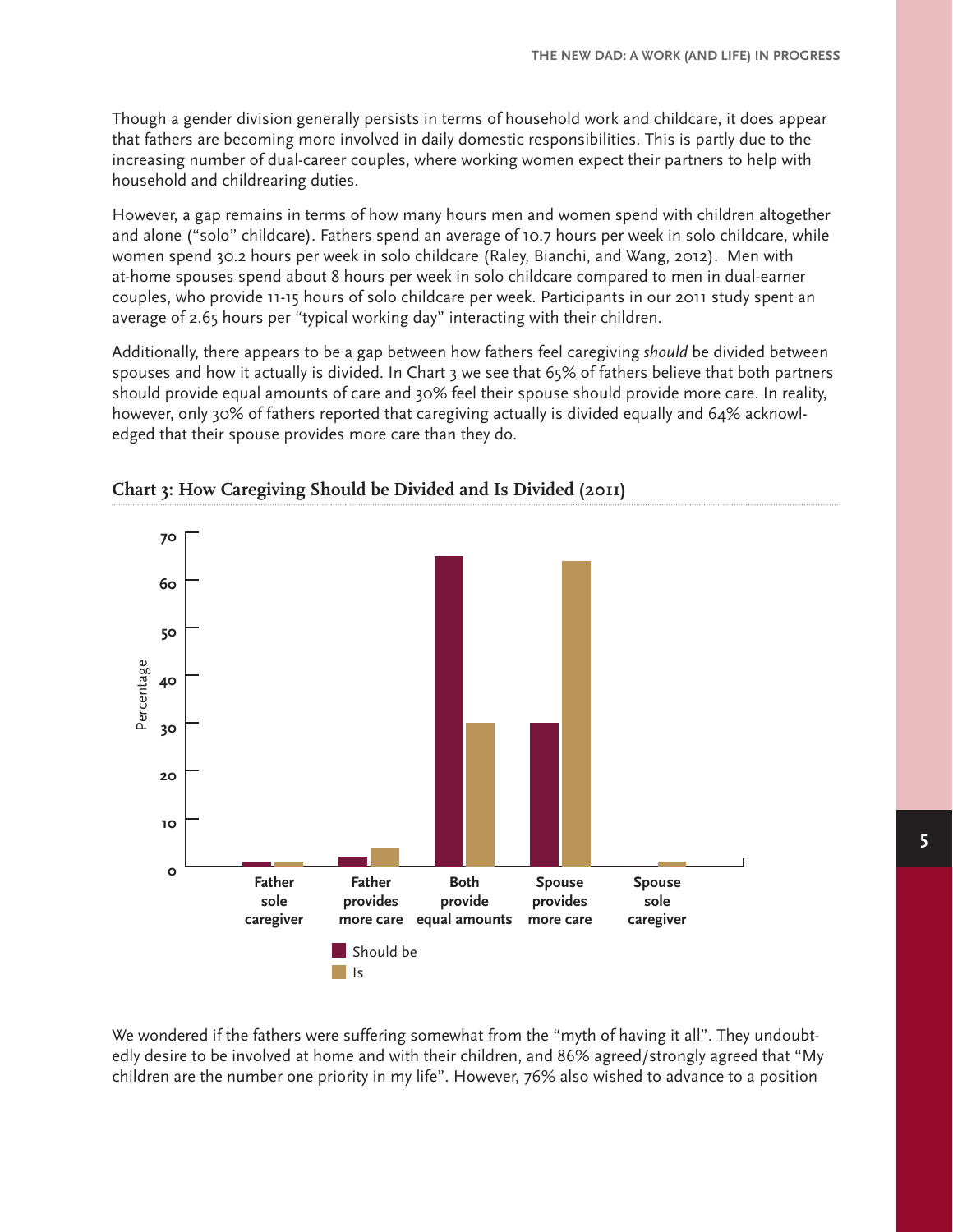Though a gender division generally persists in terms of household work and childcare, it does appear that fathers are becoming more involved in daily domestic responsibilities. This is partly due to the increasing number of dual-career couples, where working women expect their partners to help with household and childrearing duties.

However, a gap remains in terms of how many hours men and women spend with children altogether and alone ("solo" childcare). Fathers spend an average of 10.7 hours per week in solo childcare, while women spend 30.2 hours per week in solo childcare (Raley, Bianchi, and Wang, 2012). Men with at-home spouses spend about 8 hours per week in solo childcare compared to men in dual-earner couples, who provide 11-15 hours of solo childcare per week. Participants in our 2011 study spent an average of 2.65 hours per "typical working day" interacting with their children.

Additionally, there appears to be a gap between how fathers feel caregiving *should* be divided between spouses and how it actually is divided. In Chart 3 we see that 65% of fathers believe that both partners should provide equal amounts of care and 30% feel their spouse should provide more care. In reality, however, only 30% of fathers reported that caregiving actually is divided equally and 64% acknowledged that their spouse provides more care than they do.

**Chart 3: How Caregiving Should be Divided and Is Divided (2011)**

We wondered if the fathers were suffering somewhat from the "myth of having it all". They undoubtedly desire to be involved at home and with their children, and 86% agreed/strongly agreed that "My children are the number one priority in my life". However, 76% also wished to advance to a position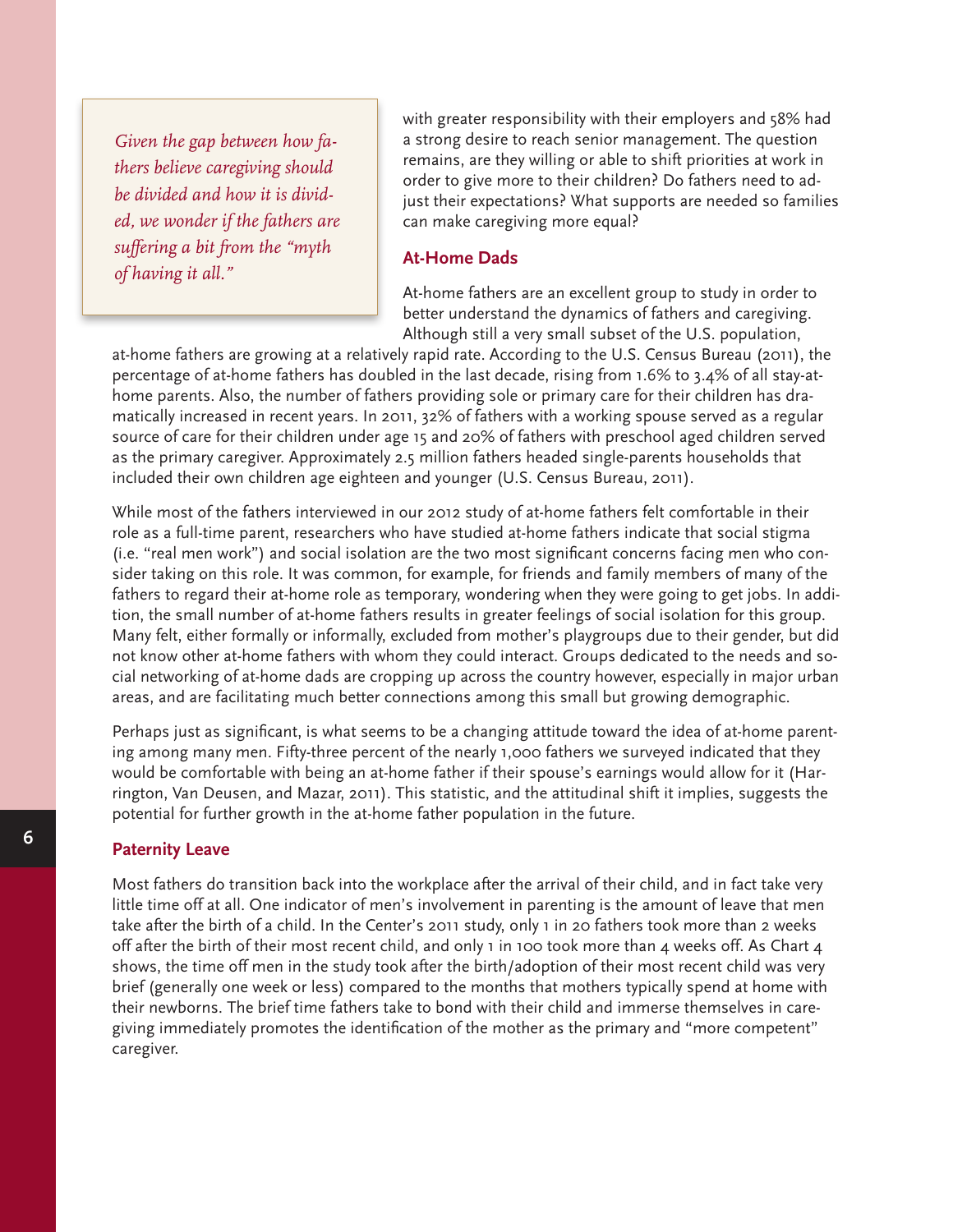*Given the gap between how fathers believe caregiving should be divided and how it is divided, we wonder if the fathers are suffering a bit from the "myth of having it all."*

with greater responsibility with their employers and 58% had a strong desire to reach senior management. The question remains, are they willing or able to shift priorities at work in order to give more to their children? Do fathers need to adjust their expectations? What supports are needed so families can make caregiving more equal?

### At-Home Dads

At-home fathers are an excellent group to study in order to better understand the dynamics of fathers and caregiving. Although still a very small subset of the U.S. population, at-home fathers are growing at a relatively rapid rate. According to the U.S. Census Bureau (2011), the percentage of at-home fathers has doubled in the last decade, rising from 1.6% to 3.4% of all stay-at-home parents. Also, the number of fathers providing sole or primary care for their children has dramatically increased in recent years. In 2011, 32% of fathers with a working spouse served as a regular source of care for their children under age 15 and 20% of fathers with preschool aged children served as the primary caregiver. Approximately 2.5 million fathers headed single-parents households that included their own children age eighteen and younger (U.S. Census Bureau, 2011).

While most of the fathers interviewed in our 2012 study of at-home fathers felt comfortable in their role as a full-time parent, researchers who have studied at-home fathers indicate that social stigma (i.e. "real men work") and social isolation are the two most significant concerns facing men who consider taking on this role. It was common, for example, for friends and family members of many of the fathers to regard their at-home role as temporary, wondering when they were going to get jobs. In addition, the small number of at-home fathers results in greater feelings of social isolation for this group. Many felt, either formally or informally, excluded from mother's playgroups due to their gender, but did not know other at-home fathers with whom they could interact. Groups dedicated to the needs and social networking of at-home dads are cropping up across the country however, especially in major urban areas, and are facilitating much better connections among this small but growing demographic.

Perhaps just as significant, is what seems to be a changing attitude toward the idea of at-home parenting among many men. Fifty-three percent of the nearly 1,000 fathers we surveyed indicated that they would be comfortable with being an at-home father if their spouse's earnings would allow for it (Harrington, Van Deusen, and Mazar, 2011). This statistic, and the attitudinal shift it implies, suggests the potential for further growth in the at-home father population in the future.

### Paternity Leave

Most fathers do transition back into the workplace after the arrival of their child, and in fact take very little time off at all. One indicator of men's involvement in parenting is the amount of leave that men take after the birth of a child. In the Center's 2011 study, only 1 in 20 fathers took more than 2 weeks off after the birth of their most recent child, and only 1 in 100 took more than 4 weeks off. As Chart 4 shows, the time off men in the study took after the birth/adoption of their most recent child was very brief (generally one week or less) compared to the months that mothers typically spend at home with their newborns. The brief time fathers take to bond with their child and immerse themselves in caregiving immediately promotes the identification of the mother as the primary and "more competent" caregiver.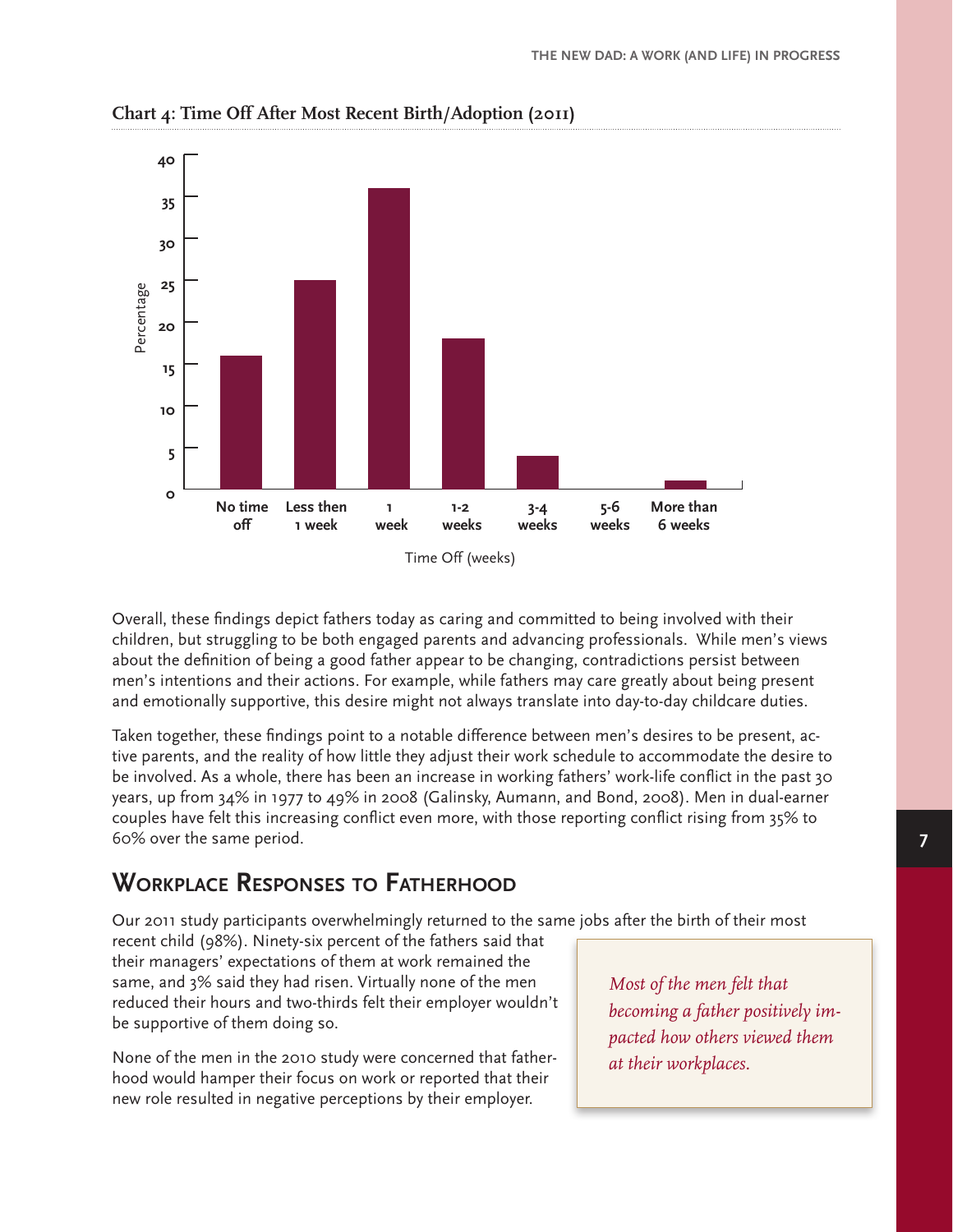**Chart 4: Time Off After Most Recent Birth/Adoption (2011)**

Overall, these findings depict fathers today as caring and committed to being involved with their children, but struggling to be both engaged parents and advancing professionals. While men's views about the definition of being a good father appear to be changing, contradictions persist between men's intentions and their actions. For example, while fathers may care greatly about being present and emotionally supportive, this desire might not always translate into day-to-day childcare duties.

Taken together, these findings point to a notable difference between men's desires to be present, active parents, and the reality of how little they adjust their work schedule to accommodate the desire to be involved. As a whole, there has been an increase in working fathers' work-life conflict in the past 30 years, up from 34% in 1977 to 49% in 2008 (Galinsky, Aumann, and Bond, 2008). Men in dual-earner couples have felt this increasing conflict even more, with those reporting conflict rising from 35% to 60% over the same period.

## Workplace Responses to Fatherhood

Our 2011 study participants overwhelmingly returned to the same jobs after the birth of their most recent child (98%). Ninety-six percent of the fathers said that their managers' expectations of them at work remained the same, and 3% said they had risen. Virtually none of the men reduced their hours and two-thirds felt their employer wouldn't be supportive of them doing so.

None of the men in the 2010 study were concerned that fatherhood would hamper their focus on work or reported that their new role resulted in negative perceptions by their employer.

*Most of the men felt that becoming a father positively impacted how others viewed them at their workplaces.*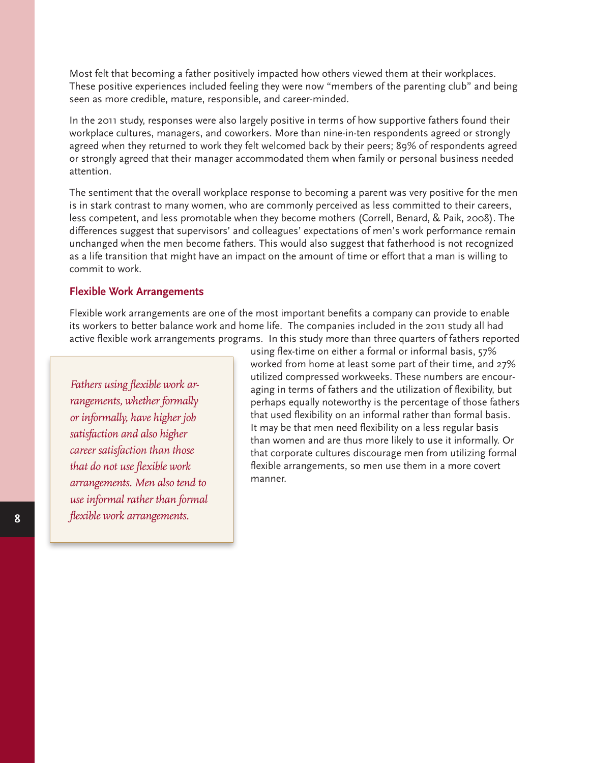Most felt that becoming a father positively impacted how others viewed them at their workplaces. These positive experiences included feeling they were now "members of the parenting club" and being seen as more credible, mature, responsible, and career-minded.

In the 2011 study, responses were also largely positive in terms of how supportive fathers found their workplace cultures, managers, and coworkers. More than nine-in-ten respondents agreed or strongly agreed when they returned to work they felt welcomed back by their peers; 89% of respondents agreed or strongly agreed that their manager accommodated them when family or personal business needed attention.

The sentiment that the overall workplace response to becoming a parent was very positive for the men is in stark contrast to many women, who are commonly perceived as less committed to their careers, less competent, and less promotable when they become mothers (Correll, Benard, & Paik, 2008). The differences suggest that supervisors' and colleagues' expectations of men's work performance remain unchanged when the men become fathers. This would also suggest that fatherhood is not recognized as a life transition that might have an impact on the amount of time or effort that a man is willing to commit to work.

### Flexible Work Arrangements

Flexible work arrangements are one of the most important benefits a company can provide to enable its workers to better balance work and home life. The companies included in the 2011 study all had active flexible work arrangements programs. In this study more than three quarters of fathers reported using flex-time on either a formal or informal basis, 57% worked from home at least some part of their time, and 27% utilized compressed workweeks. These numbers are encouraging in terms of fathers and the utilization of flexibility, but perhaps equally noteworthy is the percentage of those fathers that used flexibility on an informal rather than formal basis. It may be that men need flexibility on a less regular basis than women and are thus more likely to use it informally. Or that corporate cultures discourage men from utilizing formal flexible arrangements, so men use them in a more covert manner.

*Fathers using flexible work arrangements, whether formally or informally, have higher job satisfaction and also higher career satisfaction than those that do not use flexible work arrangements. Men also tend to use informal rather than formal flexible work arrangements.*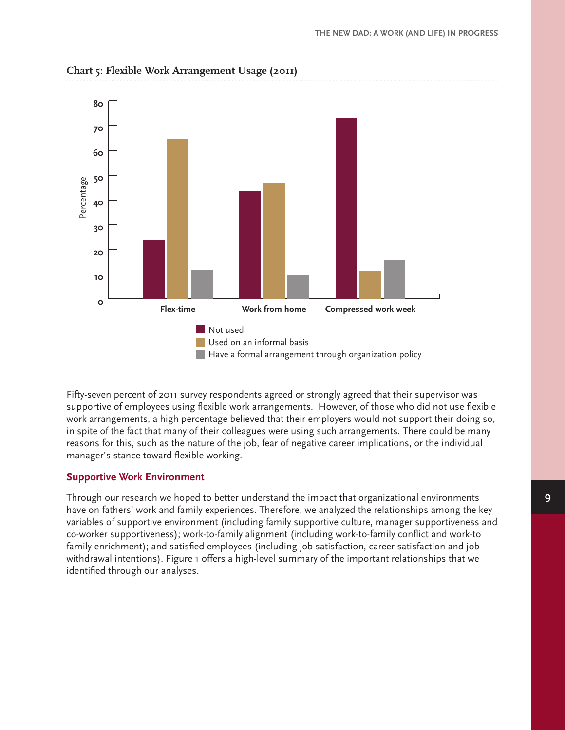### Chart 5: Flexible Work Arrangement Usage (2011)

Fifty-seven percent of 2011 survey respondents agreed or strongly agreed that their supervisor was supportive of employees using flexible work arrangements. However, of those who did not use flexible work arrangements, a high percentage believed that their employers would not support their doing so, in spite of the fact that many of their colleagues were using such arrangements. There could be many reasons for this, such as the nature of the job, fear of negative career implications, or the individual manager's stance toward flexible working.

## Supportive Work Environment

Through our research we hoped to better understand the impact that organizational environments have on fathers' work and family experiences. Therefore, we analyzed the relationships among the key variables of supportive environment (including family supportive culture, manager supportiveness and co-worker supportiveness); work-to-family alignment (including work-to-family conflict and work-to family enrichment); and satisfied employees (including job satisfaction, career satisfaction and job withdrawal intentions). Figure 1 offers a high-level summary of the important relationships that we identified through our analyses.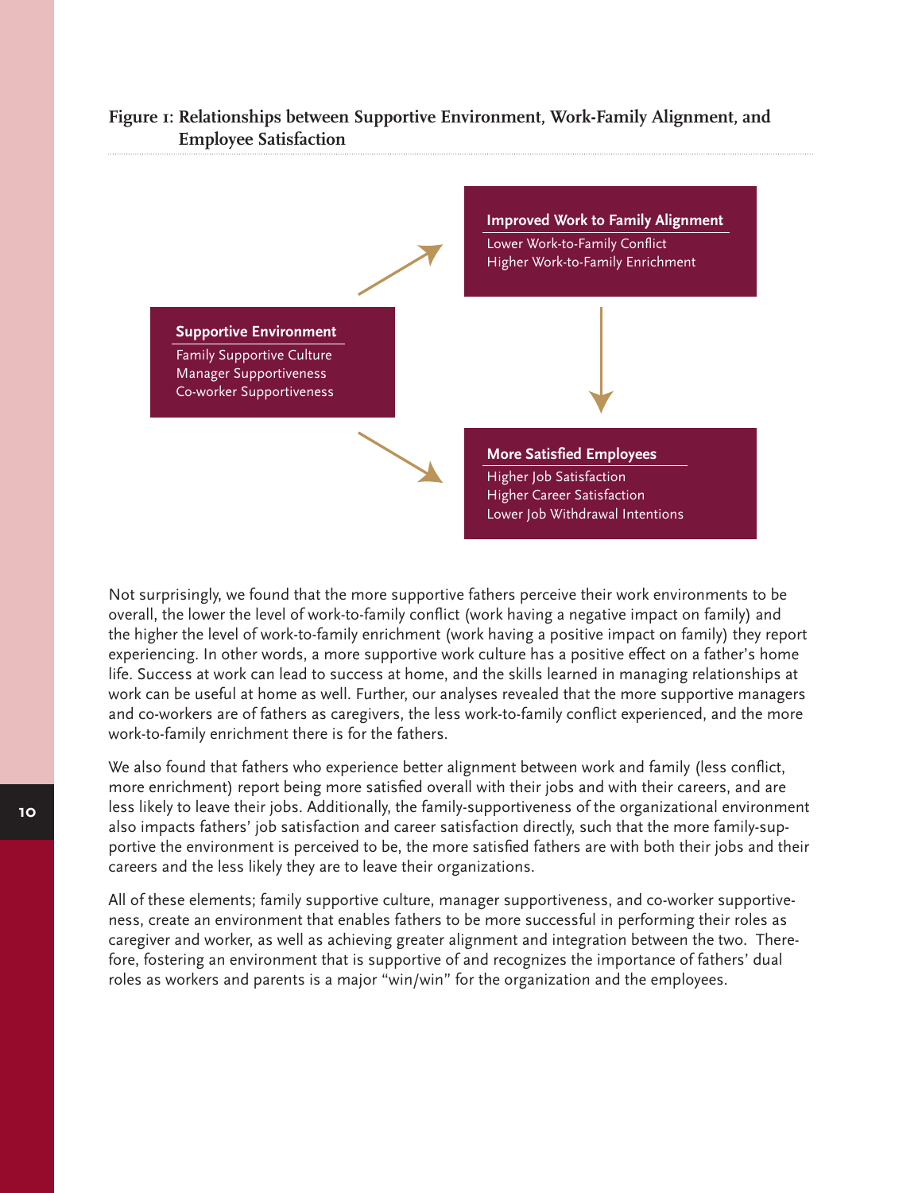**Figure 1: Relationships between Supportive Environment, Work-Family Alignment, and Employee Satisfaction**

**Supportive Environment**
Family Supportive Culture
Manager Supportiveness
Co-worker Supportiveness

**Improved Work to Family Alignment**
Lower Work-to-Family Conflict
Higher Work-to-Family Enrichment

**More Satisfied Employees**
Higher Job Satisfaction
Higher Career Satisfaction
Lower Job Withdrawal Intentions

Not surprisingly, we found that the more supportive fathers perceive their work environments to be overall, the lower the level of work-to-family conflict (work having a negative impact on family) and the higher the level of work-to-family enrichment (work having a positive impact on family) they report experiencing. In other words, a more supportive work culture has a positive effect on a father's home life. Success at work can lead to success at home, and the skills learned in managing relationships at work can be useful at home as well. Further, our analyses revealed that the more supportive managers and co-workers are of fathers as caregivers, the less work-to-family conflict experienced, and the more work-to-family enrichment there is for the fathers.

We also found that fathers who experience better alignment between work and family (less conflict, more enrichment) report being more satisfied overall with their jobs and with their careers, and are less likely to leave their jobs. Additionally, the family-supportiveness of the organizational environment also impacts fathers' job satisfaction and career satisfaction directly, such that the more family-supportive the environment is perceived to be, the more satisfied fathers are with both their jobs and their careers and the less likely they are to leave their organizations.

All of these elements; family supportive culture, manager supportiveness, and co-worker supportiveness, create an environment that enables fathers to be more successful in performing their roles as caregiver and worker, as well as achieving greater alignment and integration between the two. Therefore, fostering an environment that is supportive of and recognizes the importance of fathers' dual roles as workers and parents is a major "win/win" for the organization and the employees.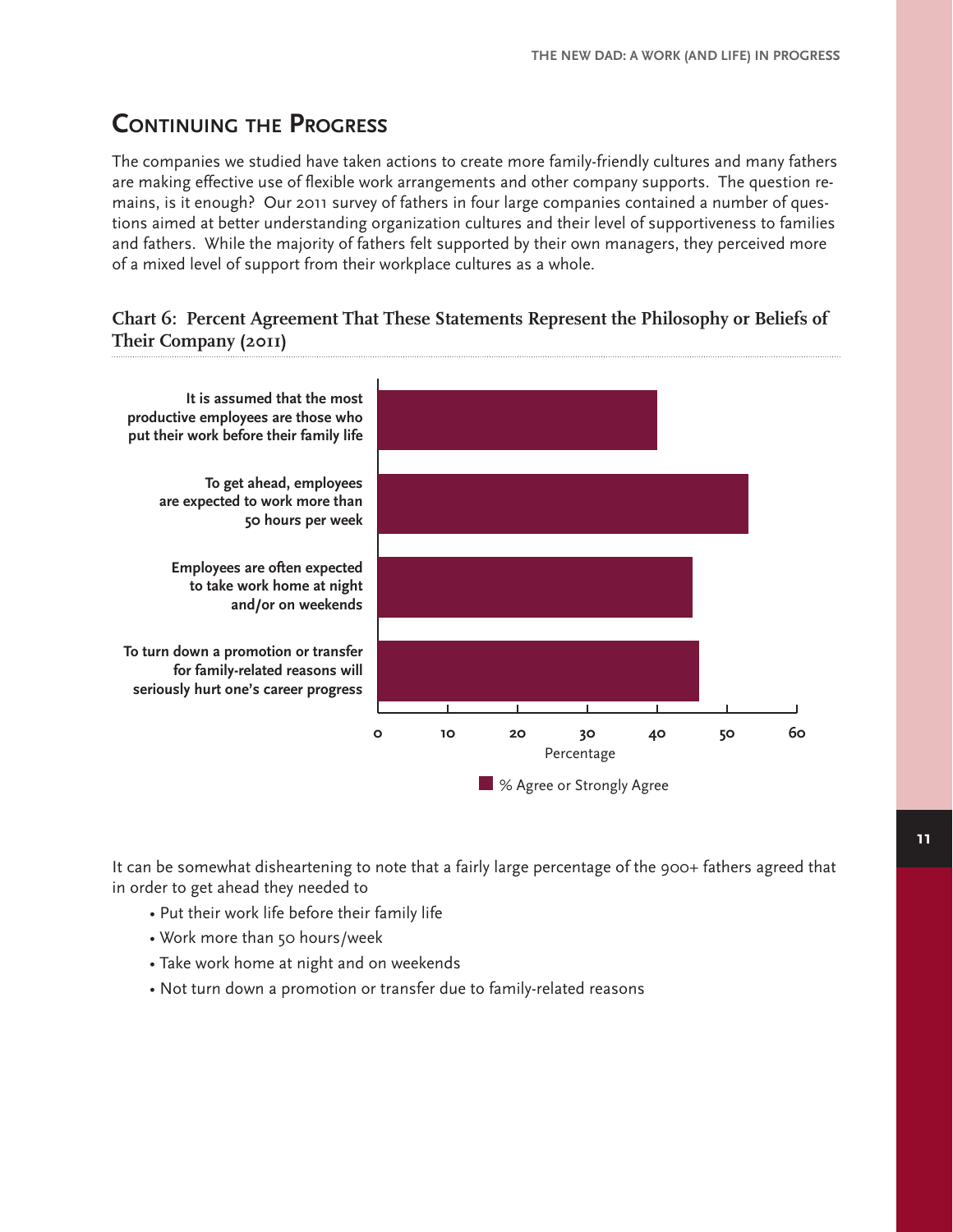## Continuing the Progress

The companies we studied have taken actions to create more family-friendly cultures and many fathers are making effective use of flexible work arrangements and other company supports. The question remains, is it enough? Our 2011 survey of fathers in four large companies contained a number of questions aimed at better understanding organization cultures and their level of supportiveness to families and fathers. While the majority of fathers felt supported by their own managers, they perceived more of a mixed level of support from their workplace cultures as a whole.

**Chart 6: Percent Agreement That These Statements Represent the Philosophy or Beliefs of Their Company (2011)**

It can be somewhat disheartening to note that a fairly large percentage of the 900+ fathers agreed that in order to get ahead they needed to

- Put their work life before their family life
- Work more than 50 hours/week
- Take work home at night and on weekends
- Not turn down a promotion or transfer due to family-related reasons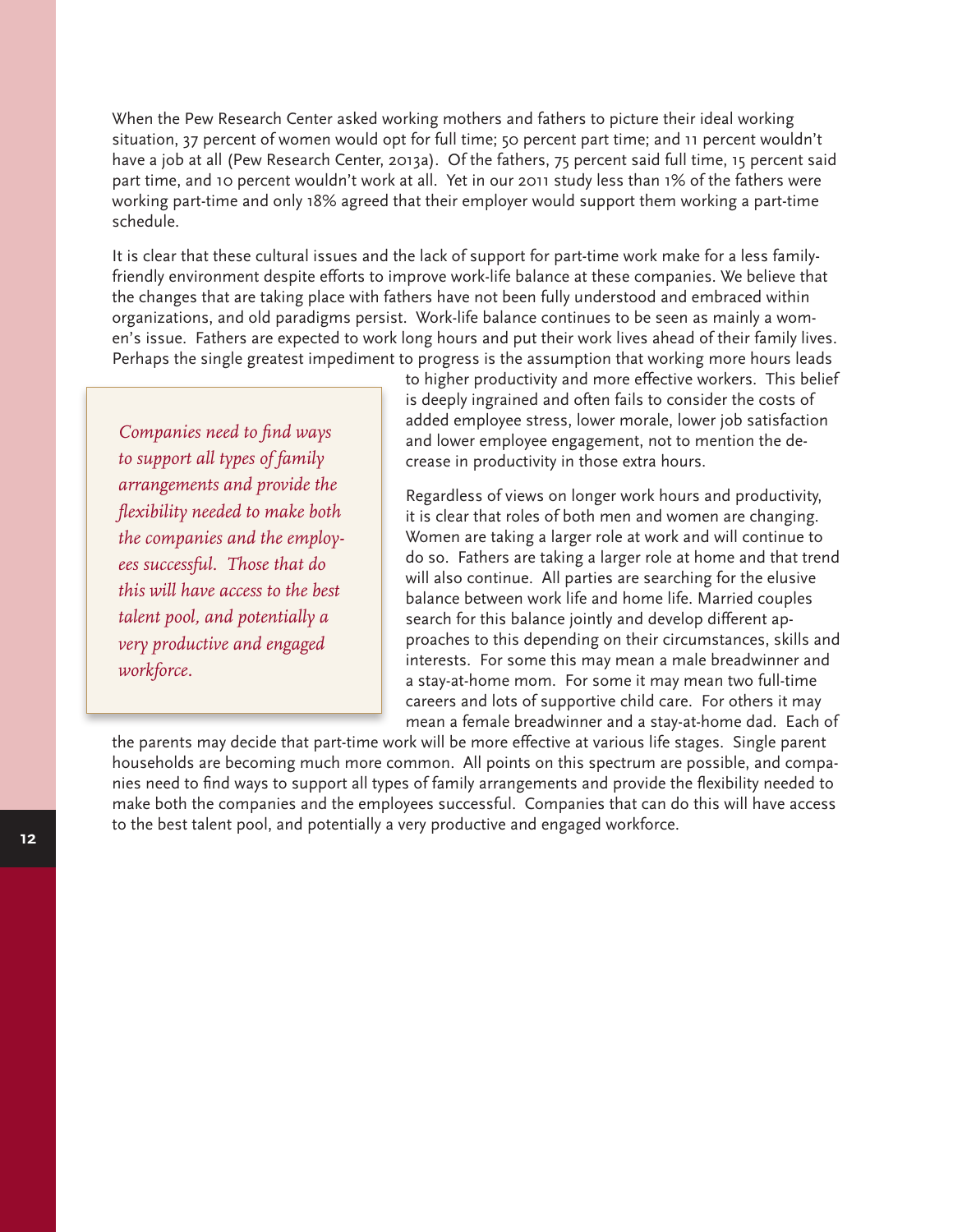When the Pew Research Center asked working mothers and fathers to picture their ideal working situation, 37 percent of women would opt for full time; 50 percent part time; and 11 percent wouldn't have a job at all (Pew Research Center, 2013a). Of the fathers, 75 percent said full time, 15 percent said part time, and 10 percent wouldn't work at all. Yet in our 2011 study less than 1% of the fathers were working part-time and only 18% agreed that their employer would support them working a part-time schedule.

It is clear that these cultural issues and the lack of support for part-time work make for a less family-friendly environment despite efforts to improve work-life balance at these companies. We believe that the changes that are taking place with fathers have not been fully understood and embraced within organizations, and old paradigms persist. Work-life balance continues to be seen as mainly a women's issue. Fathers are expected to work long hours and put their work lives ahead of their family lives. Perhaps the single greatest impediment to progress is the assumption that working more hours leads to higher productivity and more effective workers. This belief is deeply ingrained and often fails to consider the costs of added employee stress, lower morale, lower job satisfaction and lower employee engagement, not to mention the decrease in productivity in those extra hours.

> *Companies need to find ways to support all types of family arrangements and provide the flexibility needed to make both the companies and the employees successful. Those that do this will have access to the best talent pool, and potentially a very productive and engaged workforce.*

Regardless of views on longer work hours and productivity, it is clear that roles of both men and women are changing. Women are taking a larger role at work and will continue to do so. Fathers are taking a larger role at home and that trend will also continue. All parties are searching for the elusive balance between work life and home life. Married couples search for this balance jointly and develop different approaches to this depending on their circumstances, skills and interests. For some this may mean a male breadwinner and a stay-at-home mom. For some it may mean two full-time careers and lots of supportive child care. For others it may mean a female breadwinner and a stay-at-home dad. Each of the parents may decide that part-time work will be more effective at various life stages. Single parent households are becoming much more common. All points on this spectrum are possible, and companies need to find ways to support all types of family arrangements and provide the flexibility needed to make both the companies and the employees successful. Companies that can do this will have access to the best talent pool, and potentially a very productive and engaged workforce.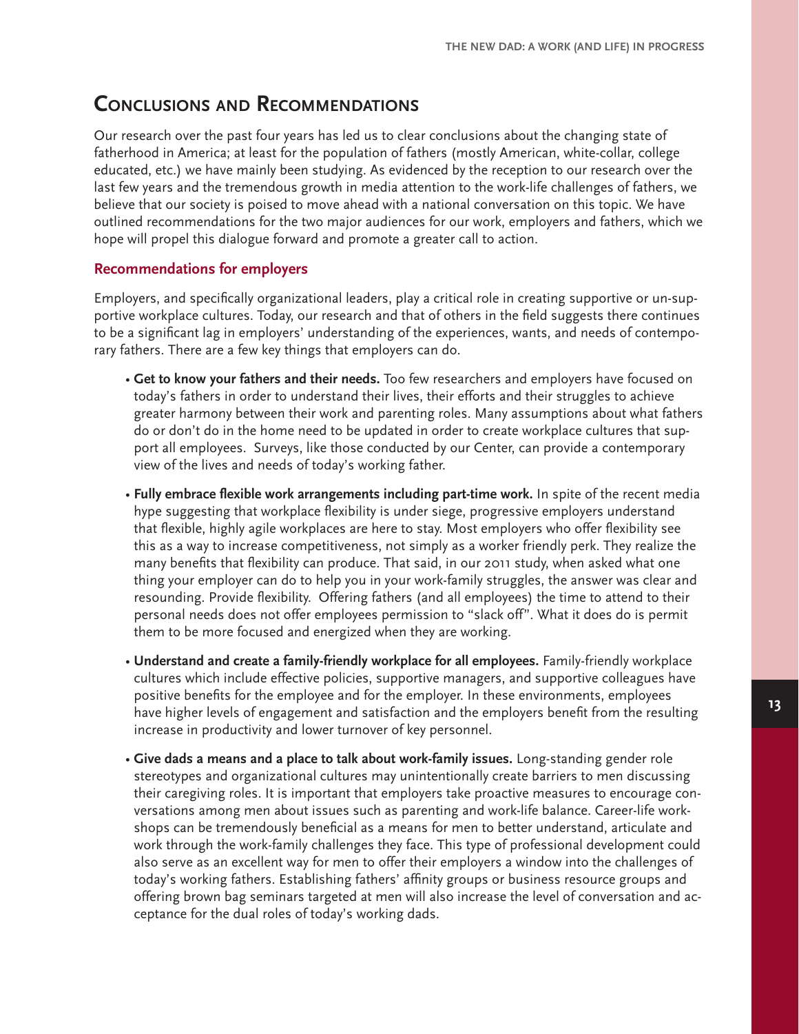## Conclusions and Recommendations

Our research over the past four years has led us to clear conclusions about the changing state of fatherhood in America; at least for the population of fathers (mostly American, white-collar, college educated, etc.) we have mainly been studying. As evidenced by the reception to our research over the last few years and the tremendous growth in media attention to the work-life challenges of fathers, we believe that our society is poised to move ahead with a national conversation on this topic. We have outlined recommendations for the two major audiences for our work, employers and fathers, which we hope will propel this dialogue forward and promote a greater call to action.

### Recommendations for employers

Employers, and specifically organizational leaders, play a critical role in creating supportive or un-supportive workplace cultures. Today, our research and that of others in the field suggests there continues to be a significant lag in employers' understanding of the experiences, wants, and needs of contemporary fathers. There are a few key things that employers can do.

- **Get to know your fathers and their needs.** Too few researchers and employers have focused on today's fathers in order to understand their lives, their efforts and their struggles to achieve greater harmony between their work and parenting roles. Many assumptions about what fathers do or don't do in the home need to be updated in order to create workplace cultures that support all employees. Surveys, like those conducted by our Center, can provide a contemporary view of the lives and needs of today's working father.

- **Fully embrace flexible work arrangements including part-time work.** In spite of the recent media hype suggesting that workplace flexibility is under siege, progressive employers understand that flexible, highly agile workplaces are here to stay. Most employers who offer flexibility see this as a way to increase competitiveness, not simply as a worker friendly perk. They realize the many benefits that flexibility can produce. That said, in our 2011 study, when asked what one thing your employer can do to help you in your work-family struggles, the answer was clear and resounding. Provide flexibility. Offering fathers (and all employees) the time to attend to their personal needs does not offer employees permission to "slack off". What it does do is permit them to be more focused and energized when they are working.

- **Understand and create a family-friendly workplace for all employees.** Family-friendly workplace cultures which include effective policies, supportive managers, and supportive colleagues have positive benefits for the employee and for the employer. In these environments, employees have higher levels of engagement and satisfaction and the employers benefit from the resulting increase in productivity and lower turnover of key personnel.

- **Give dads a means and a place to talk about work-family issues.** Long-standing gender role stereotypes and organizational cultures may unintentionally create barriers to men discussing their caregiving roles. It is important that employers take proactive measures to encourage conversations among men about issues such as parenting and work-life balance. Career-life workshops can be tremendously beneficial as a means for men to better understand, articulate and work through the work-family challenges they face. This type of professional development could also serve as an excellent way for men to offer their employers a window into the challenges of today's working fathers. Establishing fathers' affinity groups or business resource groups and offering brown bag seminars targeted at men will also increase the level of conversation and acceptance for the dual roles of today's working dads.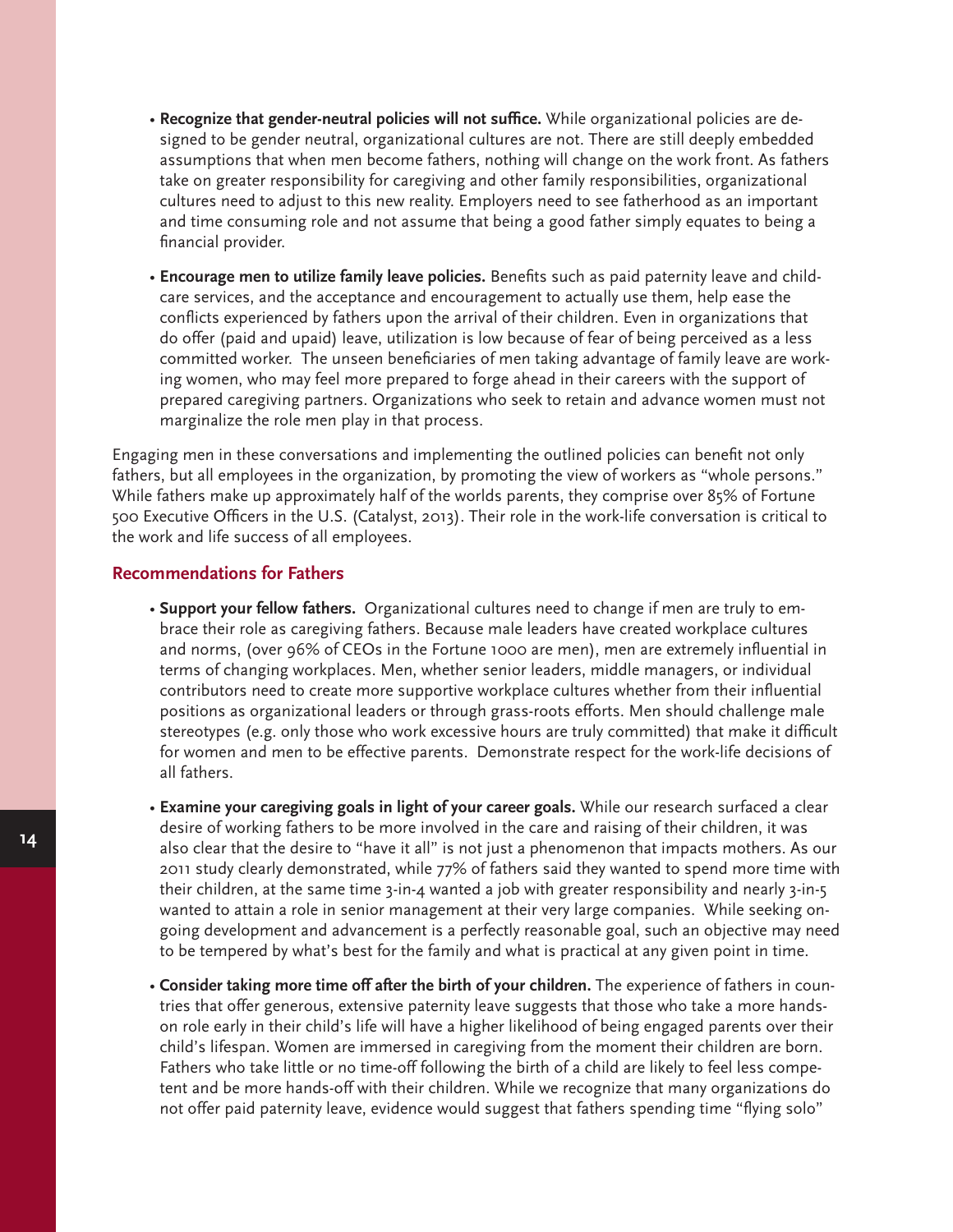- **Recognize that gender-neutral policies will not suffice.** While organizational policies are designed to be gender neutral, organizational cultures are not. There are still deeply embedded assumptions that when men become fathers, nothing will change on the work front. As fathers take on greater responsibility for caregiving and other family responsibilities, organizational cultures need to adjust to this new reality. Employers need to see fatherhood as an important and time consuming role and not assume that being a good father simply equates to being a financial provider.

- **Encourage men to utilize family leave policies.** Benefits such as paid paternity leave and childcare services, and the acceptance and encouragement to actually use them, help ease the conflicts experienced by fathers upon the arrival of their children. Even in organizations that do offer (paid and upaid) leave, utilization is low because of fear of being perceived as a less committed worker. The unseen beneficiaries of men taking advantage of family leave are working women, who may feel more prepared to forge ahead in their careers with the support of prepared caregiving partners. Organizations who seek to retain and advance women must not marginalize the role men play in that process.

Engaging men in these conversations and implementing the outlined policies can benefit not only fathers, but all employees in the organization, by promoting the view of workers as "whole persons." While fathers make up approximately half of the worlds parents, they comprise over 85% of Fortune 500 Executive Officers in the U.S. (Catalyst, 2013). Their role in the work-life conversation is critical to the work and life success of all employees.

## Recommendations for Fathers

- **Support your fellow fathers.** Organizational cultures need to change if men are truly to embrace their role as caregiving fathers. Because male leaders have created workplace cultures and norms, (over 96% of CEOs in the Fortune 1000 are men), men are extremely influential in terms of changing workplaces. Men, whether senior leaders, middle managers, or individual contributors need to create more supportive workplace cultures whether from their influential positions as organizational leaders or through grass-roots efforts. Men should challenge male stereotypes (e.g. only those who work excessive hours are truly committed) that make it difficult for women and men to be effective parents. Demonstrate respect for the work-life decisions of all fathers.

- **Examine your caregiving goals in light of your career goals.** While our research surfaced a clear desire of working fathers to be more involved in the care and raising of their children, it was also clear that the desire to "have it all" is not just a phenomenon that impacts mothers. As our 2011 study clearly demonstrated, while 77% of fathers said they wanted to spend more time with their children, at the same time 3-in-4 wanted a job with greater responsibility and nearly 3-in-5 wanted to attain a role in senior management at their very large companies. While seeking ongoing development and advancement is a perfectly reasonable goal, such an objective may need to be tempered by what's best for the family and what is practical at any given point in time.

- **Consider taking more time off after the birth of your children.** The experience of fathers in countries that offer generous, extensive paternity leave suggests that those who take a more hands-on role early in their child's life will have a higher likelihood of being engaged parents over their child's lifespan. Women are immersed in caregiving from the moment their children are born. Fathers who take little or no time-off following the birth of a child are likely to feel less competent and be more hands-off with their children. While we recognize that many organizations do not offer paid paternity leave, evidence would suggest that fathers spending time "flying solo"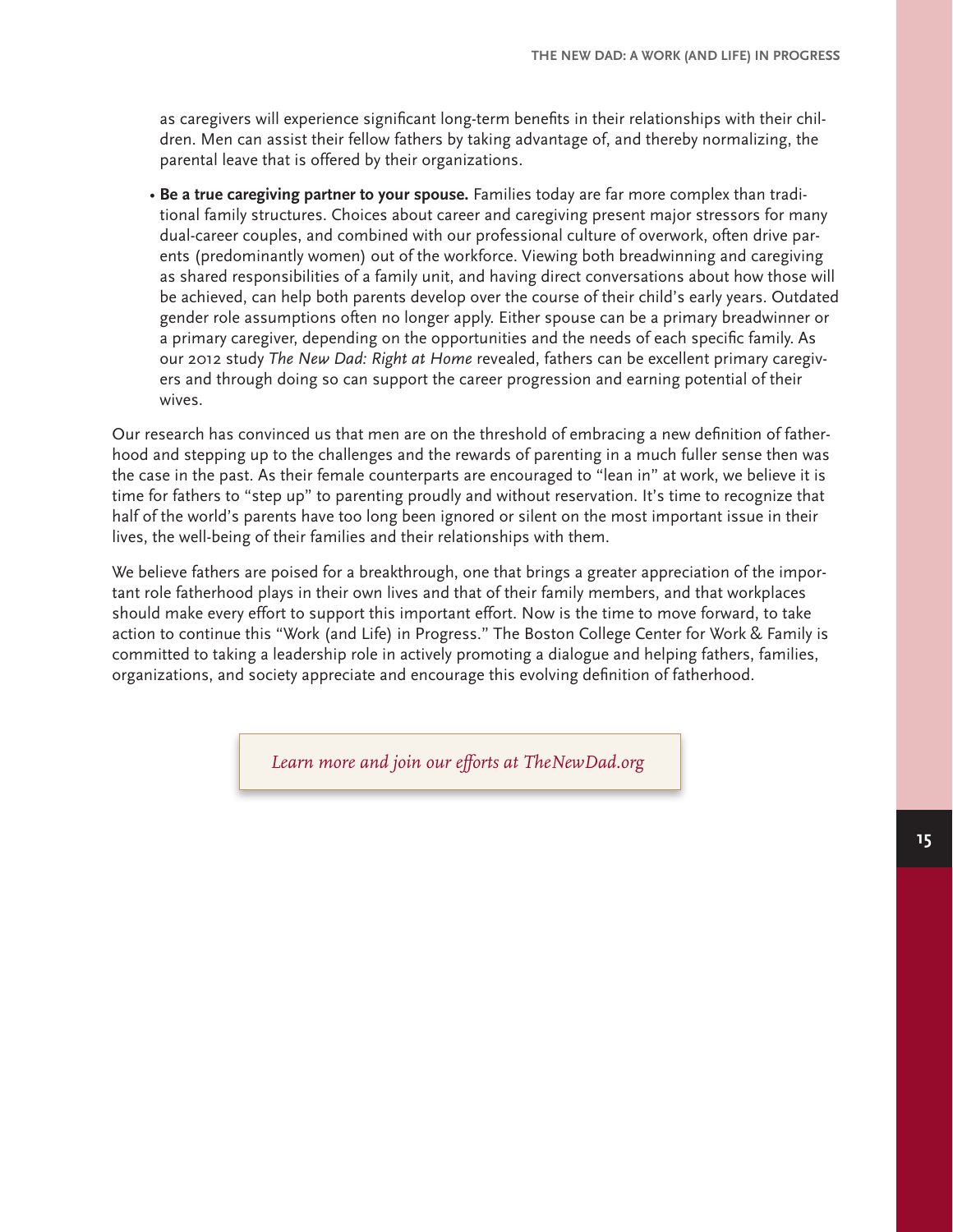as caregivers will experience significant long-term benefits in their relationships with their children. Men can assist their fellow fathers by taking advantage of, and thereby normalizing, the parental leave that is offered by their organizations.

- **Be a true caregiving partner to your spouse.** Families today are far more complex than traditional family structures. Choices about career and caregiving present major stressors for many dual-career couples, and combined with our professional culture of overwork, often drive parents (predominantly women) out of the workforce. Viewing both breadwinning and caregiving as shared responsibilities of a family unit, and having direct conversations about how those will be achieved, can help both parents develop over the course of their child's early years. Outdated gender role assumptions often no longer apply. Either spouse can be a primary breadwinner or a primary caregiver, depending on the opportunities and the needs of each specific family. As our 2012 study *The New Dad: Right at Home* revealed, fathers can be excellent primary caregivers and through doing so can support the career progression and earning potential of their wives.

Our research has convinced us that men are on the threshold of embracing a new definition of fatherhood and stepping up to the challenges and the rewards of parenting in a much fuller sense then was the case in the past. As their female counterparts are encouraged to "lean in" at work, we believe it is time for fathers to "step up" to parenting proudly and without reservation. It's time to recognize that half of the world's parents have too long been ignored or silent on the most important issue in their lives, the well-being of their families and their relationships with them.

We believe fathers are poised for a breakthrough, one that brings a greater appreciation of the important role fatherhood plays in their own lives and that of their family members, and that workplaces should make every effort to support this important effort. Now is the time to move forward, to take action to continue this "Work (and Life) in Progress." The Boston College Center for Work & Family is committed to taking a leadership role in actively promoting a dialogue and helping fathers, families, organizations, and society appreciate and encourage this evolving definition of fatherhood.

*Learn more and join our efforts at TheNewDad.org*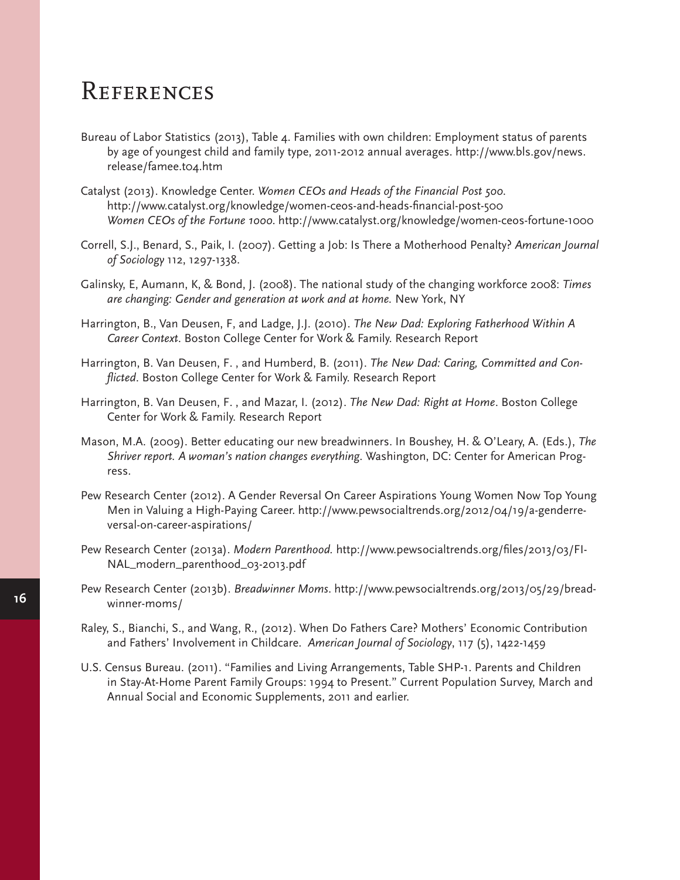# References

Bureau of Labor Statistics (2013), Table 4. Families with own children: Employment status of parents by age of youngest child and family type, 2011-2012 annual averages. http://www.bls.gov/news.release/famee.t04.htm

Catalyst (2013). Knowledge Center. *Women CEOs and Heads of the Financial Post 500*. http://www.catalyst.org/knowledge/women-ceos-and-heads-financial-post-500 *Women CEOs of the Fortune 1000*. http://www.catalyst.org/knowledge/women-ceos-fortune-1000

Correll, S.J., Benard, S., Paik, I. (2007). Getting a Job: Is There a Motherhood Penalty? *American Journal of Sociology* 112, 1297-1338.

Galinsky, E, Aumann, K, & Bond, J. (2008). The national study of the changing workforce 2008: *Times are changing: Gender and generation at work and at home.* New York, NY

Harrington, B., Van Deusen, F, and Ladge, J.J. (2010). *The New Dad: Exploring Fatherhood Within A Career Context*. Boston College Center for Work & Family. Research Report

Harrington, B. Van Deusen, F. , and Humberd, B. (2011). *The New Dad: Caring, Committed and Conflicted*. Boston College Center for Work & Family. Research Report

Harrington, B. Van Deusen, F. , and Mazar, I. (2012). *The New Dad: Right at Home*. Boston College Center for Work & Family. Research Report

Mason, M.A. (2009). Better educating our new breadwinners. In Boushey, H. & O'Leary, A. (Eds.), *The Shriver report. A woman's nation changes everything*. Washington, DC: Center for American Progress.

Pew Research Center (2012). A Gender Reversal On Career Aspirations Young Women Now Top Young Men in Valuing a High-Paying Career. http://www.pewsocialtrends.org/2012/04/19/a-genderreversal-on-career-aspirations/

Pew Research Center (2013a). *Modern Parenthood.* http://www.pewsocialtrends.org/files/2013/03/FINAL_modern_parenthood_03-2013.pdf

Pew Research Center (2013b). *Breadwinner Moms*. http://www.pewsocialtrends.org/2013/05/29/breadwinner-moms/

Raley, S., Bianchi, S., and Wang, R., (2012). When Do Fathers Care? Mothers' Economic Contribution and Fathers' Involvement in Childcare. *American Journal of Sociology*, 117 (5), 1422-1459

U.S. Census Bureau. (2011). "Families and Living Arrangements, Table SHP-1. Parents and Children in Stay-At-Home Parent Family Groups: 1994 to Present." Current Population Survey, March and Annual Social and Economic Supplements, 2011 and earlier.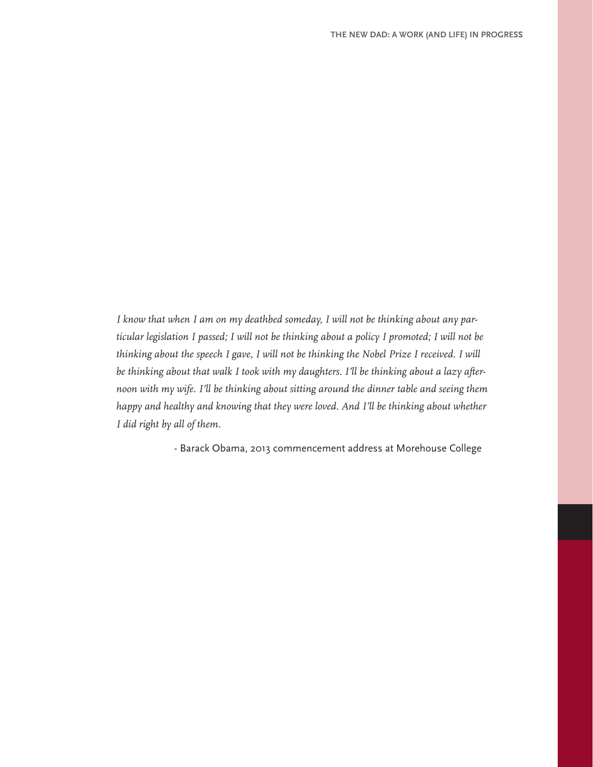*I know that when I am on my deathbed someday, I will not be thinking about any particular legislation I passed; I will not be thinking about a policy I promoted; I will not be thinking about the speech I gave, I will not be thinking the Nobel Prize I received. I will be thinking about that walk I took with my daughters. I'll be thinking about a lazy afternoon with my wife. I'll be thinking about sitting around the dinner table and seeing them happy and healthy and knowing that they were loved. And I'll be thinking about whether I did right by all of them.*

- Barack Obama, 2013 commencement address at Morehouse College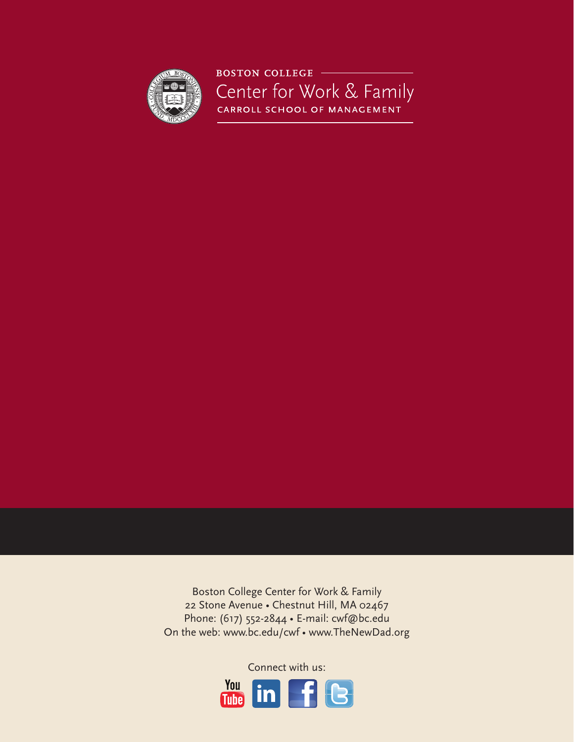BOSTON COLLEGE

Center for Work & Family

CARROLL SCHOOL OF MANAGEMENT

Boston College Center for Work & Family
22 Stone Avenue • Chestnut Hill, MA 02467
Phone: (617) 552-2844 • E-mail: cwf@bc.edu
On the web: www.bc.edu/cwf • www.TheNewDad.org

Connect with us: